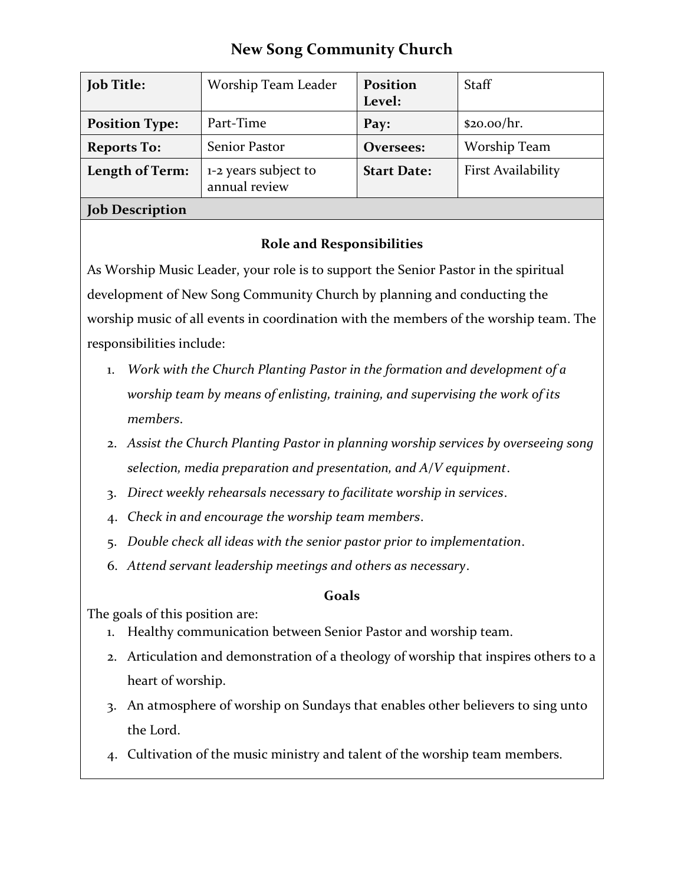# New Song Community Church

| **Job Title:** | Worship Team Leader | **Position Level:** | Staff |
|---|---|---|---|
| **Position Type:** | Part-Time | **Pay:** | $20.00/hr. |
| **Reports To:** | Senior Pastor | **Oversees:** | Worship Team |
| **Length of Term:** | 1-2 years subject to annual review | **Start Date:** | First Availability |

## Job Description

### Role and Responsibilities

As Worship Music Leader, your role is to support the Senior Pastor in the spiritual development of New Song Community Church by planning and conducting the worship music of all events in coordination with the members of the worship team. The responsibilities include:

1. *Work with the Church Planting Pastor in the formation and development of a worship team by means of enlisting, training, and supervising the work of its members.*
2. *Assist the Church Planting Pastor in planning worship services by overseeing song selection, media preparation and presentation, and A/V equipment*.
3. *Direct weekly rehearsals necessary to facilitate worship in services*.
4. *Check in and encourage the worship team members*.
5. *Double check all ideas with the senior pastor prior to implementation*.
6. *Attend servant leadership meetings and others as necessary*.

### Goals

The goals of this position are:

1. Healthy communication between Senior Pastor and worship team.
2. Articulation and demonstration of a theology of worship that inspires others to a heart of worship.
3. An atmosphere of worship on Sundays that enables other believers to sing unto the Lord.
4. Cultivation of the music ministry and talent of the worship team members.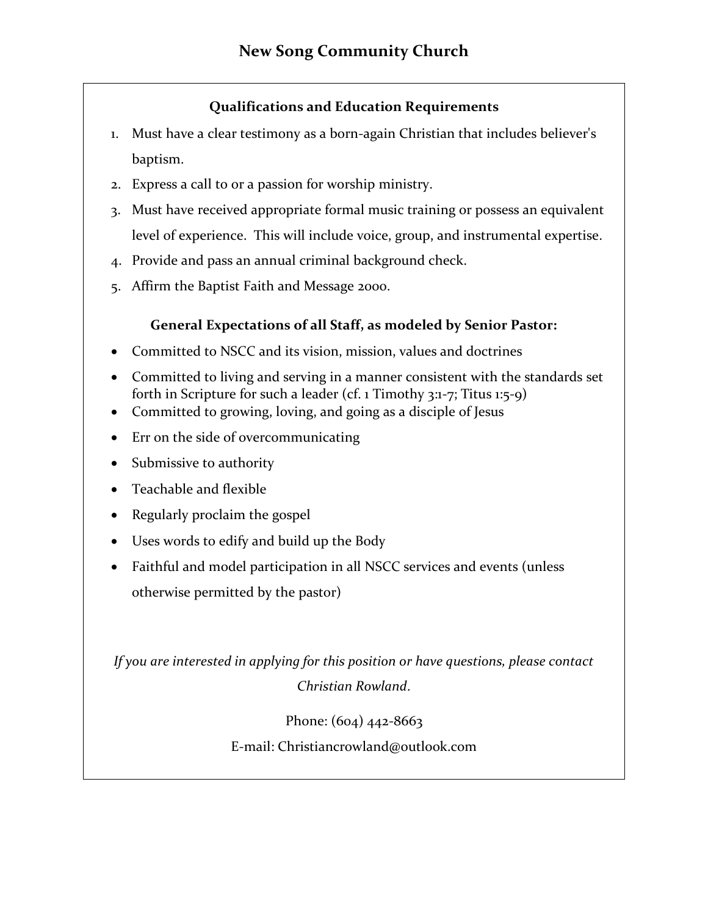# New Song Community Church

### Qualifications and Education Requirements

1. Must have a clear testimony as a born-again Christian that includes believer's baptism.
2. Express a call to or a passion for worship ministry.
3. Must have received appropriate formal music training or possess an equivalent level of experience. This will include voice, group, and instrumental expertise.
4. Provide and pass an annual criminal background check.
5. Affirm the Baptist Faith and Message 2000.

### General Expectations of all Staff, as modeled by Senior Pastor:

- Committed to NSCC and its vision, mission, values and doctrines
- Committed to living and serving in a manner consistent with the standards set forth in Scripture for such a leader (cf. 1 Timothy 3:1-7; Titus 1:5-9)
- Committed to growing, loving, and going as a disciple of Jesus
- Err on the side of overcommunicating
- Submissive to authority
- Teachable and flexible
- Regularly proclaim the gospel
- Uses words to edify and build up the Body
- Faithful and model participation in all NSCC services and events (unless otherwise permitted by the pastor)

*If you are interested in applying for this position or have questions, please contact Christian Rowland.*

Phone: (604) 442-8663

E-mail: Christiancrowland@outlook.com